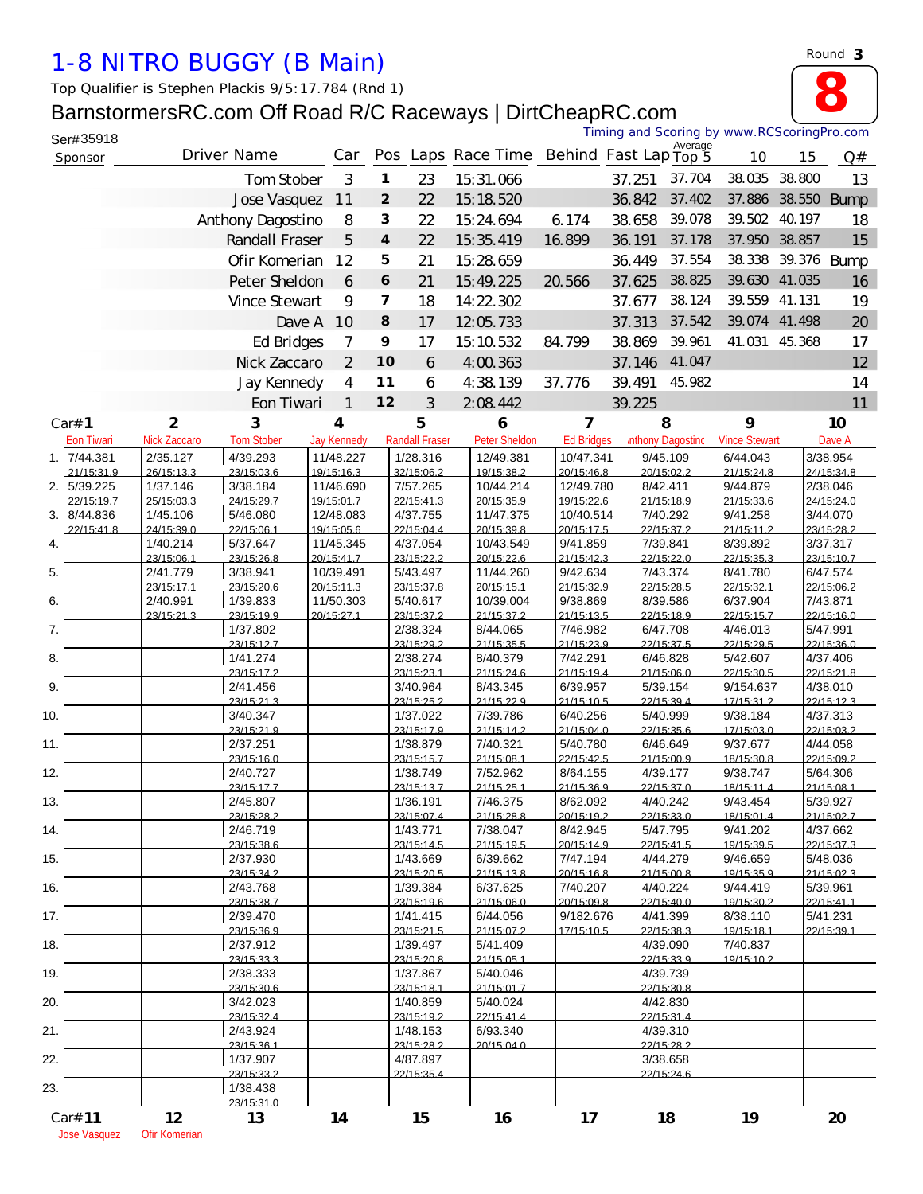# 1-8 NITRO BUGGY (B Main)

Round **3**

**8**

Top Qualifier is Stephen Plackis 9/5:17.784 (Rnd 1)

BarnstormersRC.com Off Road R/C Raceways | DirtCheapRC.com

Ser#35918

Timing and Scoring by www.RCScoringPro.com

| Sponsor | Driver Name | Car | Pos | Laps | Race Time | Behind | Fast Lap | Average Top 5 | 10 | 15 | Q# |
|---|---|---|---|---|---|---|---|---|---|---|---|
| | Tom Stober | 3 | 1 | 23 | 15:31.066 | | 37.251 | 37.704 | 38.035 | 38.800 | 13 |
| | Jose Vasquez | 11 | 2 | 22 | 15:18.520 | | 36.842 | 37.402 | 37.886 | 38.550 | Bump |
| | Anthony Dagostino | 8 | 3 | 22 | 15:24.694 | 6.174 | 38.658 | 39.078 | 39.502 | 40.197 | 18 |
| | Randall Fraser | 5 | 4 | 22 | 15:35.419 | 16.899 | 36.191 | 37.178 | 37.950 | 38.857 | 15 |
| | Ofir Komerian | 12 | 5 | 21 | 15:28.659 | | 36.449 | 37.554 | 38.338 | 39.376 | Bump |
| | Peter Sheldon | 6 | 6 | 21 | 15:49.225 | 20.566 | 37.625 | 38.825 | 39.630 | 41.035 | 16 |
| | Vince Stewart | 9 | 7 | 18 | 14:22.302 | | 37.677 | 38.124 | 39.559 | 41.131 | 19 |
| | Dave A | 10 | 8 | 17 | 12:05.733 | | 37.313 | 37.542 | 39.074 | 41.498 | 20 |
| | Ed Bridges | 7 | 9 | 17 | 15:10.532 | 84.799 | 38.869 | 39.961 | 41.031 | 45.368 | 17 |
| | Nick Zaccaro | 2 | 10 | 6 | 4:00.363 | | 37.146 | 41.047 | | | 12 |
| | Jay Kennedy | 4 | 11 | 6 | 4:38.139 | 37.776 | 39.491 | 45.982 | | | 14 |
| | Eon Tiwari | 1 | 12 | 3 | 2:08.442 | | 39.225 | | | | 11 |

| Lap | Car# 1 Eon Tiwari | 2 Nick Zaccaro | 3 Tom Stober | 4 Jay Kennedy | 5 Randall Fraser | 6 Peter Sheldon | 7 Ed Bridges | 8 Anthony Dagostino | 9 Vince Stewart | 10 Dave A |
|---|---|---|---|---|---|---|---|---|---|---|
| 1. | 7/44.381 21/15:31.9 | 2/35.127 26/15:13.3 | 4/39.293 23/15:03.6 | 11/48.227 19/15:16.3 | 1/28.316 32/15:06.2 | 12/49.381 19/15:38.2 | 10/47.341 20/15:46.8 | 9/45.109 20/15:02.2 | 6/44.043 21/15:24.8 | 3/38.954 24/15:34.8 |
| 2. | 5/39.225 22/15:19.7 | 1/37.146 25/15:03.3 | 3/38.184 24/15:29.7 | 11/46.690 19/15:01.7 | 7/57.265 22/15:41.3 | 10/44.214 20/15:35.9 | 12/49.780 19/15:22.6 | 8/42.411 21/15:18.9 | 9/44.879 21/15:33.6 | 2/38.046 24/15:24.0 |
| 3. | 8/44.836 22/15:41.8 | 1/45.106 24/15:39.0 | 5/46.080 22/15:06.1 | 12/48.083 19/15:05.6 | 4/37.755 22/15:04.4 | 11/47.375 20/15:39.8 | 10/40.514 20/15:17.5 | 7/40.292 22/15:37.2 | 9/41.258 21/15:11.2 | 3/44.070 23/15:28.2 |
| 4. | | 1/40.214 23/15:06.1 | 5/37.647 23/15:26.8 | 11/45.345 20/15:41.7 | 4/37.054 23/15:22.2 | 10/43.549 20/15:22.6 | 9/41.859 21/15:42.3 | 7/39.841 22/15:22.0 | 8/39.892 22/15:35.3 | 3/37.317 23/15:10.7 |
| 5. | | 2/41.779 23/15:17.1 | 3/38.941 23/15:20.6 | 10/39.491 20/15:11.3 | 5/43.497 23/15:37.8 | 11/44.260 20/15:15.1 | 9/42.634 21/15:32.9 | 7/43.374 22/15:28.5 | 8/41.780 22/15:32.1 | 6/47.574 22/15:06.2 |
| 6. | | 2/40.991 23/15:21.3 | 1/39.833 23/15:19.9 | 11/50.303 20/15:27.1 | 5/40.617 23/15:37.2 | 10/39.004 21/15:37.2 | 9/38.869 21/15:13.5 | 8/39.586 22/15:18.9 | 6/37.904 22/15:15.7 | 7/43.871 22/15:16.0 |
| 7. | | | 1/37.802 23/15:12.7 | | 2/38.324 23/15:29.2 | 8/44.065 21/15:35.5 | 7/46.982 21/15:23.9 | 6/47.708 22/15:37.5 | 4/46.013 22/15:29.5 | 5/47.991 22/15:36.0 |
| 8. | | | 1/41.274 23/15:17.2 | | 2/38.274 23/15:23.1 | 8/40.379 21/15:24.6 | 7/42.291 21/15:19.4 | 6/46.828 21/15:06.0 | 5/42.607 22/15:30.5 | 4/37.406 22/15:21.8 |
| 9. | | | 2/41.456 23/15:21.3 | | 3/40.964 23/15:25.2 | 8/43.345 21/15:22.9 | 6/39.957 21/15:10.5 | 5/39.154 22/15:39.4 | 9/154.637 17/15:31.2 | 4/38.010 22/15:12.3 |
| 10. | | | 3/40.347 23/15:21.9 | | 1/37.022 23/15:17.9 | 7/39.786 21/15:14.2 | 6/40.256 21/15:04.0 | 5/40.999 22/15:35.6 | 9/38.184 17/15:03.0 | 4/37.313 22/15:03.2 |
| 11. | | | 2/37.251 23/15:16.0 | | 1/38.879 23/15:15.7 | 7/40.321 21/15:08.1 | 5/40.780 22/15:42.5 | 6/46.649 21/15:00.9 | 9/37.677 18/15:30.8 | 4/44.058 22/15:09.2 |
| 12. | | | 2/40.727 23/15:17.7 | | 1/38.749 23/15:13.7 | 7/52.962 21/15:25.1 | 8/64.155 21/15:36.9 | 4/39.177 22/15:37.0 | 9/38.747 18/15:11.4 | 5/64.306 21/15:08.1 |
| 13. | | | 2/45.807 23/15:28.2 | | 1/36.191 23/15:07.4 | 7/46.375 21/15:28.8 | 8/62.092 20/15:19.2 | 4/40.242 22/15:33.0 | 9/43.454 18/15:01.4 | 5/39.927 21/15:02.7 |
| 14. | | | 2/46.719 23/15:38.6 | | 1/43.771 23/15:14.5 | 7/38.047 21/15:19.5 | 8/42.945 20/15:14.9 | 5/47.795 22/15:41.5 | 9/41.202 19/15:39.5 | 4/37.662 22/15:37.3 |
| 15. | | | 2/37.930 23/15:34.2 | | 1/43.669 23/15:20.5 | 6/39.662 21/15:13.8 | 7/47.194 20/15:16.8 | 4/44.279 21/15:00.8 | 9/46.659 19/15:35.9 | 5/48.036 21/15:02.3 |
| 16. | | | 2/43.768 23/15:38.7 | | 1/39.384 23/15:19.6 | 6/37.625 21/15:06.0 | 7/40.207 20/15:09.8 | 4/40.224 22/15:40.0 | 9/44.419 19/15:30.2 | 5/39.961 22/15:41.1 |
| 17. | | | 2/39.470 23/15:36.9 | | 1/41.415 23/15:21.5 | 6/44.056 21/15:07.2 | 9/182.676 17/15:10.5 | 4/41.399 22/15:38.3 | 8/38.110 19/15:18.1 | 5/41.231 22/15:39.1 |
| 18. | | | 2/37.912 23/15:33.3 | | 1/39.497 23/15:20.8 | 5/41.409 21/15:05.1 | | 4/39.090 22/15:33.9 | 7/40.837 19/15:10.2 | |
| 19. | | | 2/38.333 23/15:30.6 | | 1/37.867 23/15:18.1 | 5/40.046 21/15:01.7 | | 4/39.739 22/15:30.8 | | |
| 20. | | | 3/42.023 23/15:32.4 | | 1/40.859 23/15:19.2 | 5/40.024 22/15:41.4 | | 4/42.830 22/15:31.4 | | |
| 21. | | | 2/43.924 23/15:36.1 | | 1/48.153 23/15:28.2 | 6/93.340 20/15:04.0 | | 4/39.310 22/15:28.2 | | |
| 22. | | | 1/37.907 23/15:33.2 | | 4/87.897 22/15:35.4 | | | 3/38.658 22/15:24.6 | | |
| 23. | | | 1/38.438 23/15:31.0 | | | | | | | |

| Car# 11 Jose Vasquez | 12 Ofir Komerian | 13 | 14 | 15 | 16 | 17 | 18 | 19 | 20 |
|---|---|---|---|---|---|---|---|---|---|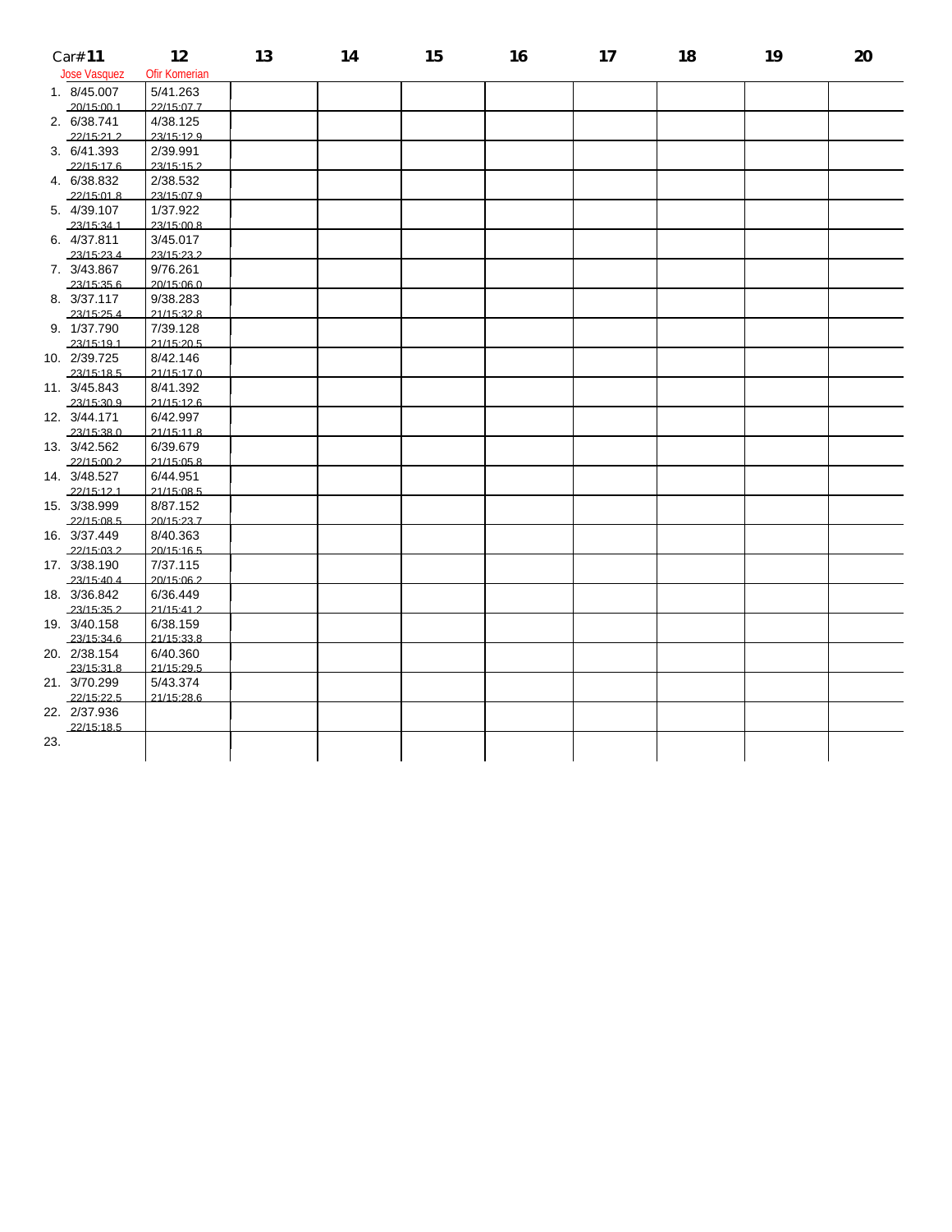| Car# | 11 | 12 | 13 | 14 | 15 | 16 | 17 | 18 | 19 | 20 |
|---|---|---|---|---|---|---|---|---|---|---|
| | Jose Vasquez | Ofir Komerian | | | | | | | | |
| 1. | 8/45.007 20/15:00.1 | 5/41.263 22/15:07.7 | | | | | | | | |
| 2. | 6/38.741 22/15:21.2 | 4/38.125 23/15:12.9 | | | | | | | | |
| 3. | 6/41.393 22/15:17.6 | 2/39.991 23/15:15.2 | | | | | | | | |
| 4. | 6/38.832 22/15:01.8 | 2/38.532 23/15:07.9 | | | | | | | | |
| 5. | 4/39.107 23/15:34.1 | 1/37.922 23/15:00.8 | | | | | | | | |
| 6. | 4/37.811 23/15:23.4 | 3/45.017 23/15:23.2 | | | | | | | | |
| 7. | 3/43.867 23/15:35.6 | 9/76.261 20/15:06.0 | | | | | | | | |
| 8. | 3/37.117 23/15:25.4 | 9/38.283 21/15:32.8 | | | | | | | | |
| 9. | 1/37.790 23/15:19.1 | 7/39.128 21/15:20.5 | | | | | | | | |
| 10. | 2/39.725 23/15:18.5 | 8/42.146 21/15:17.0 | | | | | | | | |
| 11. | 3/45.843 23/15:30.9 | 8/41.392 21/15:12.6 | | | | | | | | |
| 12. | 3/44.171 23/15:38.0 | 6/42.997 21/15:11.8 | | | | | | | | |
| 13. | 3/42.562 22/15:00.2 | 6/39.679 21/15:05.8 | | | | | | | | |
| 14. | 3/48.527 22/15:12.1 | 6/44.951 21/15:08.5 | | | | | | | | |
| 15. | 3/38.999 22/15:08.5 | 8/87.152 20/15:23.7 | | | | | | | | |
| 16. | 3/37.449 22/15:03.2 | 8/40.363 20/15:16.5 | | | | | | | | |
| 17. | 3/38.190 23/15:40.4 | 7/37.115 20/15:06.2 | | | | | | | | |
| 18. | 3/36.842 23/15:35.2 | 6/36.449 21/15:41.2 | | | | | | | | |
| 19. | 3/40.158 23/15:34.6 | 6/38.159 21/15:33.8 | | | | | | | | |
| 20. | 2/38.154 23/15:31.8 | 6/40.360 21/15:29.5 | | | | | | | | |
| 21. | 3/70.299 22/15:22.5 | 5/43.374 21/15:28.6 | | | | | | | | |
| 22. | 2/37.936 22/15:18.5 | | | | | | | | | |
| 23. | | | | | | | | | | |